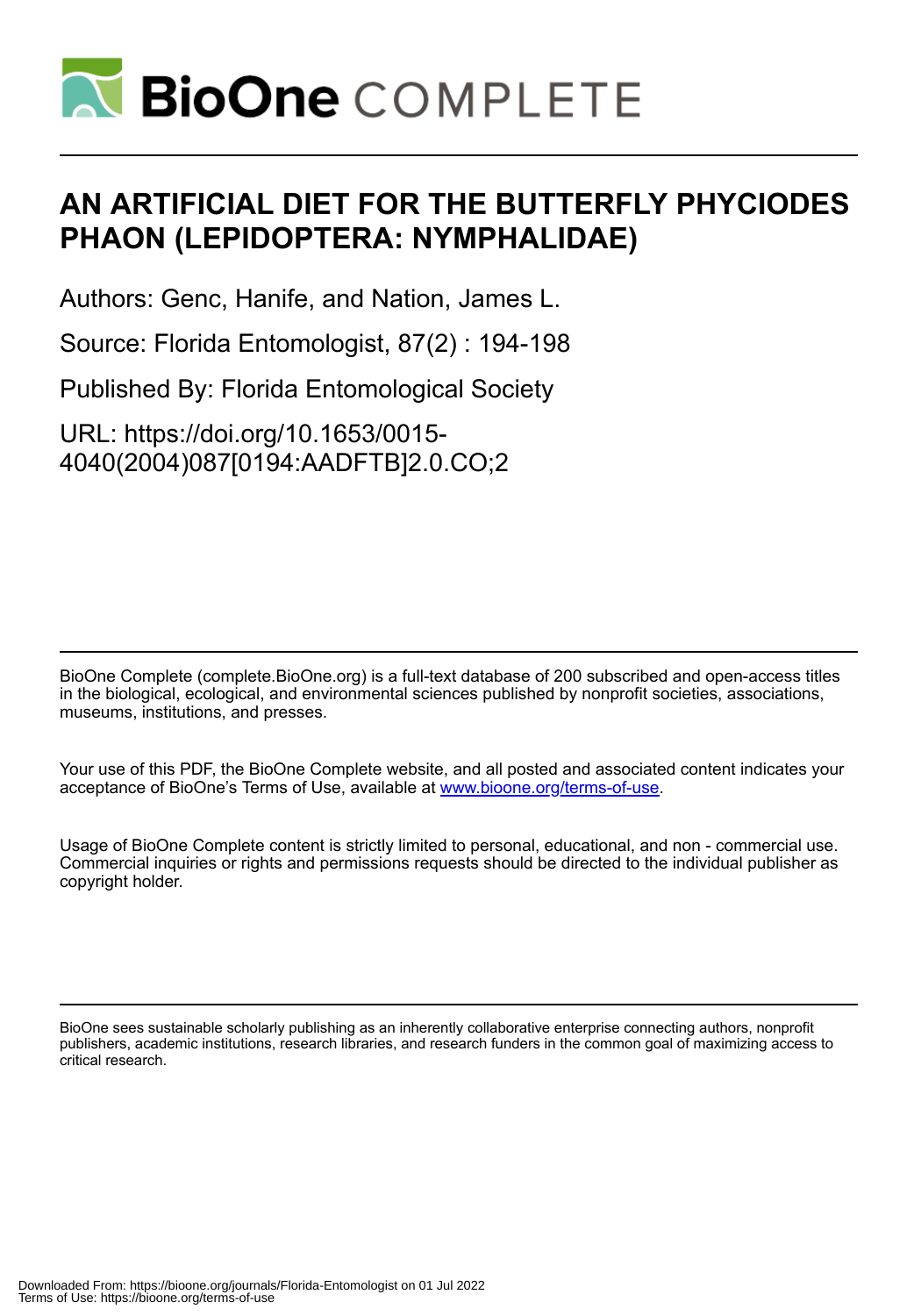# AN ARTIFICIAL DIET FOR THE BUTTERFLY PHYCIODES PHAON (LEPIDOPTERA: NYMPHALIDAE)

Authors: Genc, Hanife, and Nation, James L.

Source: Florida Entomologist, 87(2) : 194-198

Published By: Florida Entomological Society

URL: https://doi.org/10.1653/0015-4040(2004)087[0194:AADFTB]2.0.CO;2

BioOne Complete (complete.BioOne.org) is a full-text database of 200 subscribed and open-access titles in the biological, ecological, and environmental sciences published by nonprofit societies, associations, museums, institutions, and presses.

Your use of this PDF, the BioOne Complete website, and all posted and associated content indicates your acceptance of BioOne's Terms of Use, available at www.bioone.org/terms-of-use.

Usage of BioOne Complete content is strictly limited to personal, educational, and non - commercial use. Commercial inquiries or rights and permissions requests should be directed to the individual publisher as copyright holder.

BioOne sees sustainable scholarly publishing as an inherently collaborative enterprise connecting authors, nonprofit publishers, academic institutions, research libraries, and research funders in the common goal of maximizing access to critical research.

Downloaded From: https://bioone.org/journals/Florida-Entomologist on 01 Jul 2022
Terms of Use: https://bioone.org/terms-of-use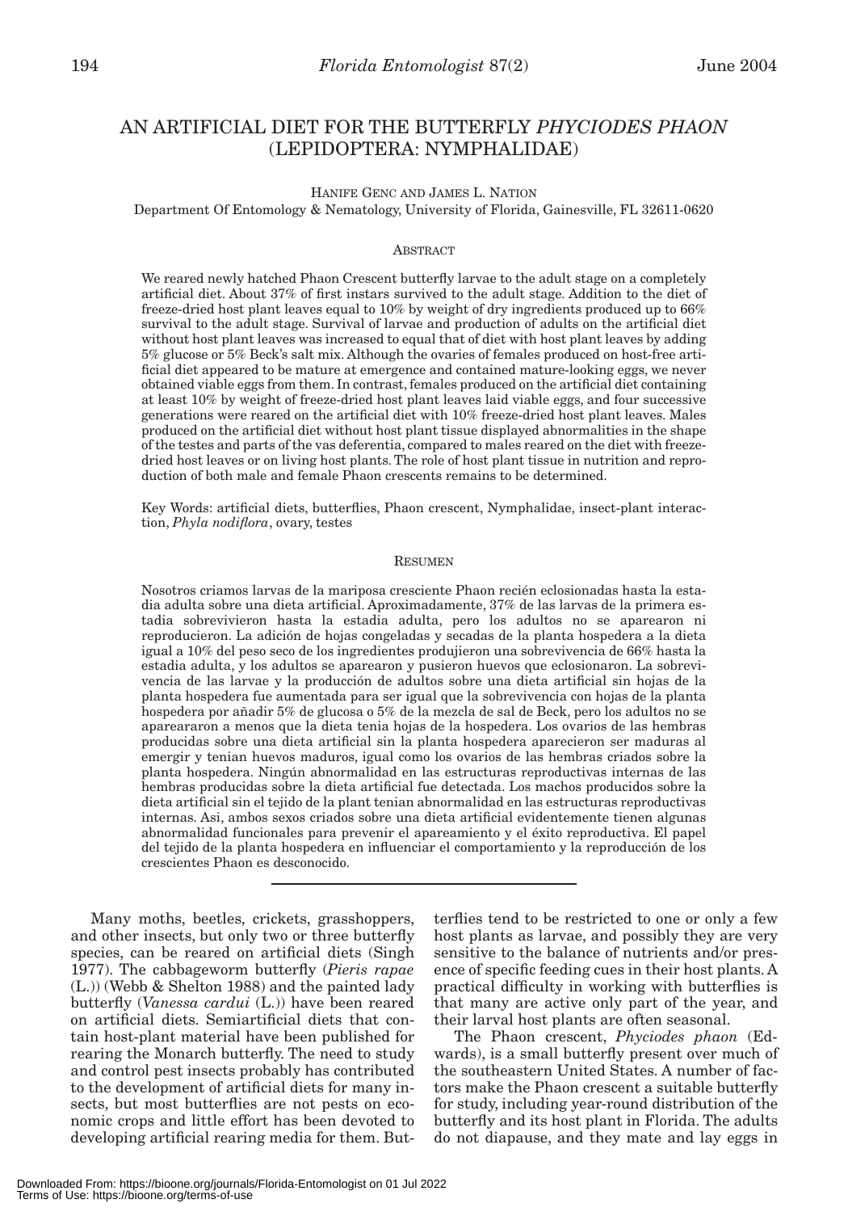# AN ARTIFICIAL DIET FOR THE BUTTERFLY *PHYCIODES PHAON* (LEPIDOPTERA: NYMPHALIDAE)

HANIFE GENC AND JAMES L. NATION
Department Of Entomology & Nematology, University of Florida, Gainesville, FL 32611-0620

## ABSTRACT

We reared newly hatched Phaon Crescent butterfly larvae to the adult stage on a completely artificial diet. About 37% of first instars survived to the adult stage. Addition to the diet of freeze-dried host plant leaves equal to 10% by weight of dry ingredients produced up to 66% survival to the adult stage. Survival of larvae and production of adults on the artificial diet without host plant leaves was increased to equal that of diet with host plant leaves by adding 5% glucose or 5% Beck's salt mix. Although the ovaries of females produced on host-free artificial diet appeared to be mature at emergence and contained mature-looking eggs, we never obtained viable eggs from them. In contrast, females produced on the artificial diet containing at least 10% by weight of freeze-dried host plant leaves laid viable eggs, and four successive generations were reared on the artificial diet with 10% freeze-dried host plant leaves. Males produced on the artificial diet without host plant tissue displayed abnormalities in the shape of the testes and parts of the vas deferentia, compared to males reared on the diet with freeze-dried host leaves or on living host plants. The role of host plant tissue in nutrition and reproduction of both male and female Phaon crescents remains to be determined.

Key Words: artificial diets, butterflies, Phaon crescent, Nymphalidae, insect-plant interaction, *Phyla nodiflora*, ovary, testes

## RESUMEN

Nosotros criamos larvas de la mariposa cresciente Phaon recién eclosionadas hasta la estadia adulta sobre una dieta artificial. Aproximadamente, 37% de las larvas de la primera estadia sobrevivieron hasta la estadia adulta, pero los adultos no se aparearon ni reproducieron. La adición de hojas congeladas y secadas de la planta hospedera a la dieta igual a 10% del peso seco de los ingredientes produjieron una sobrevivencia de 66% hasta la estadia adulta, y los adultos se aparearon y pusieron huevos que eclosionaron. La sobrevivencia de las larvae y producción de adultos sobre una dieta artificial sin hojas de la planta hospedera fue aumentada para ser igual que la sobrevivencia con hojas de la planta hospedera por añadir 5% de glucosa o 5% de la mezcla de sal de Beck, pero los adultos no se apeararaon a menos que la dieta tenia hojas de la hospedera. Los ovarios de las hembras producidas sobre una dieta artificial sin la planta hospedera aparecieron ser maduras al emergir y tenian huevos maduros, igual como los ovarios de las hembras criados sobre la planta hospedera. Ningún abnormalidad en las estructuras reproductivas internas de las hembras producidas sobre la dieta artificial fue detectada. Los machos producidos sobre la dieta artificial sin el tejido de la plant tenian abnormalidad en las estructuras reproductivas internas. Asi, ambos sexos criados sobre una dieta artificial evidentemente tienen algunas abnormalidad funcionales para prevenir el apeareamiento y el éxito reproductiva. El papel del tejido de la planta hospedera en influenciar el comportamiento y la reproducción de los crescientes Phaon es desconocido.

---

Many moths, beetles, crickets, grasshoppers, and other insects, but only two or three butterfly species, can be reared on artificial diets (Singh 1977). The cabbageworm butterfly (*Pieris rapae* (L.)) (Webb & Shelton 1988) and the painted lady butterfly (*Vanessa cardui* (L.)) have been reared on artificial diets. Semiartificial diets that contain host-plant material have been published for rearing the Monarch butterfly. The need to study and control pest insects probably has contributed to the development of artificial diets for many insects, but most butterflies are not pests on economic crops and little effort has been devoted to developing artificial rearing media for them. Butterflies tend to be restricted to one or only a few host plants as larvae, and possibly they are very sensitive to the balance of nutrients and/or presence of specific feeding cues in their host plants. A practical difficulty in working with butterflies is that many are active only part of the year, and their larval host plants are often seasonal.

The Phaon crescent, *Phyciodes phaon* (Edwards), is a small butterfly present over much of the southeastern United States. A number of factors make the Phaon crescent a suitable butterfly for study, including year-round distribution of the butterfly and its host plant in Florida. The adults do not diapause, and they mate and lay eggs in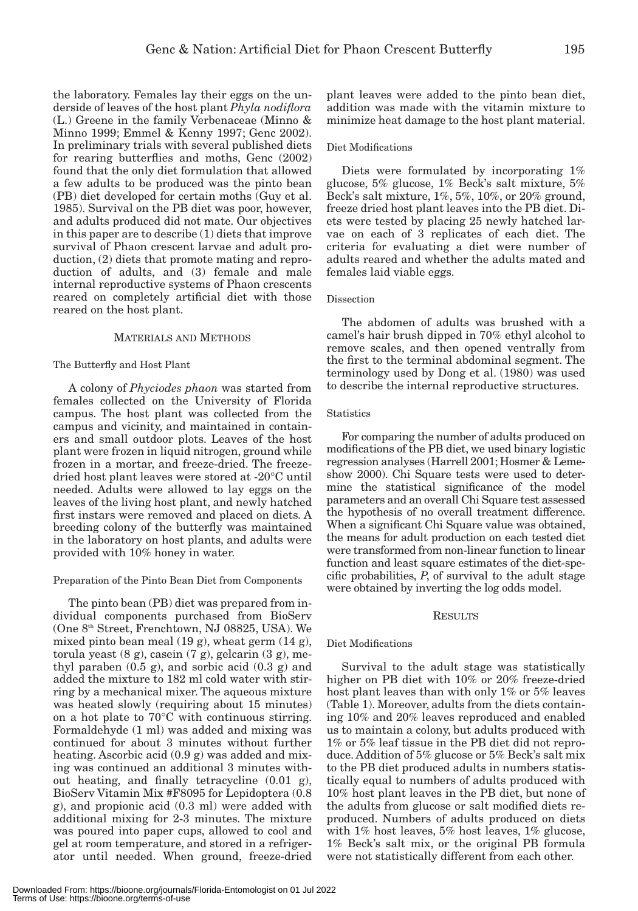the laboratory. Females lay their eggs on the underside of leaves of the host plant *Phyla nodiflora* (L.) Greene in the family Verbenaceae (Minno & Minno 1999; Emmel & Kenny 1997; Genc 2002). In preliminary trials with several published diets for rearing butterflies and moths, Genc (2002) found that the only diet formulation that allowed a few adults to be produced was the pinto bean (PB) diet developed for certain moths (Guy et al. 1985). Survival on the PB diet was poor, however, and adults produced did not mate. Our objectives in this paper are to describe (1) diets that improve survival of Phaon crescent larvae and adult production, (2) diets that promote mating and reproduction of adults, and (3) female and male internal reproductive systems of Phaon crescents reared on completely artificial diet with those reared on the host plant.

## MATERIALS AND METHODS

### The Butterfly and Host Plant

A colony of *Phyciodes phaon* was started from females collected on the University of Florida campus. The host plant was collected from the campus and vicinity, and maintained in containers and small outdoor plots. Leaves of the host plant were frozen in liquid nitrogen, ground while frozen in a mortar, and freeze-dried. The freeze-dried host plant leaves were stored at -20°C until needed. Adults were allowed to lay eggs on the leaves of the living host plant, and newly hatched first instars were removed and placed on diets. A breeding colony of the butterfly was maintained in the laboratory on host plants, and adults were provided with 10% honey in water.

### Preparation of the Pinto Bean Diet from Components

The pinto bean (PB) diet was prepared from individual components purchased from BioServ (One 8th Street, Frenchtown, NJ 08825, USA). We mixed pinto bean meal (19 g), wheat germ (14 g), torula yeast (8 g), casein (7 g), gelcarin (3 g), methyl paraben (0.5 g) and sorbic acid (0.3 g) and added the mixture to 182 ml cold water with stirring by a mechanical mixer. The aqueous mixture was heated slowly (requiring about 15 minutes) on a hot plate to 70°C with continuous stirring. Formaldehyde (1 ml) was added and mixing was continued for about 3 minutes without further heating. Ascorbic acid (0.9 g) was added and mixing was continued an additional 3 minutes without heating, and finally tetracycline (0.01 g), BioServ Vitamin Mix #F8095 for Lepidoptera (0.8 g), and propionic acid (0.3 ml) were added with additional mixing for 2-3 minutes. The mixture was poured into paper cups, allowed to cool and gel at room temperature, and stored in a refrigerator until needed. When ground, freeze-dried plant leaves were added to the pinto bean diet, addition was made with the vitamin mixture to minimize heat damage to the host plant material.

### Diet Modifications

Diets were formulated by incorporating 1% glucose, 5% glucose, 1% Beck's salt mixture, 5% Beck's salt mixture, 1%, 5%, 10%, or 20% ground, freeze dried host plant leaves into the PB diet. Diets were tested by placing 25 newly hatched larvae on each of 3 replicates of each diet. The criteria for evaluating a diet were number of adults reared and whether the adults mated and females laid viable eggs.

### Dissection

The abdomen of adults was brushed with a camel's hair brush dipped in 70% ethyl alcohol to remove scales, and then opened ventrally from the first to the terminal abdominal segment. The terminology used by Dong et al. (1980) was used to describe the internal reproductive structures.

### Statistics

For comparing the number of adults produced on modifications of the PB diet, we used binary logistic regression analyses (Harrell 2001; Hosmer & Lemeshow 2000). Chi Square tests were used to determine the statistical significance of the model parameters and an overall Chi Square test assessed the hypothesis of no overall treatment difference. When a significant Chi Square value was obtained, the means for adult production on each tested diet were transformed from non-linear function to linear function and least square estimates of the diet-specific probabilities, $P$, of survival to the adult stage were obtained by inverting the log odds model.

## RESULTS

### Diet Modifications

Survival to the adult stage was statistically higher on PB diet with 10% or 20% freeze-dried host plant leaves than with only 1% or 5% leaves (Table 1). Moreover, adults from the diets containing 10% and 20% leaves reproduced and enabled us to maintain a colony, but adults produced with 1% or 5% leaf tissue in the PB diet did not reproduce. Addition of 5% glucose or 5% Beck's salt mix to the PB diet produced adults in numbers statistically equal to numbers of adults produced with 10% host plant leaves in the PB diet, but none of the adults from glucose or salt modified diets reproduced. Numbers of adults produced on diets with 1% host leaves, 5% host leaves, 1% glucose, 1% Beck's salt mix, or the original PB formula were not statistically different from each other.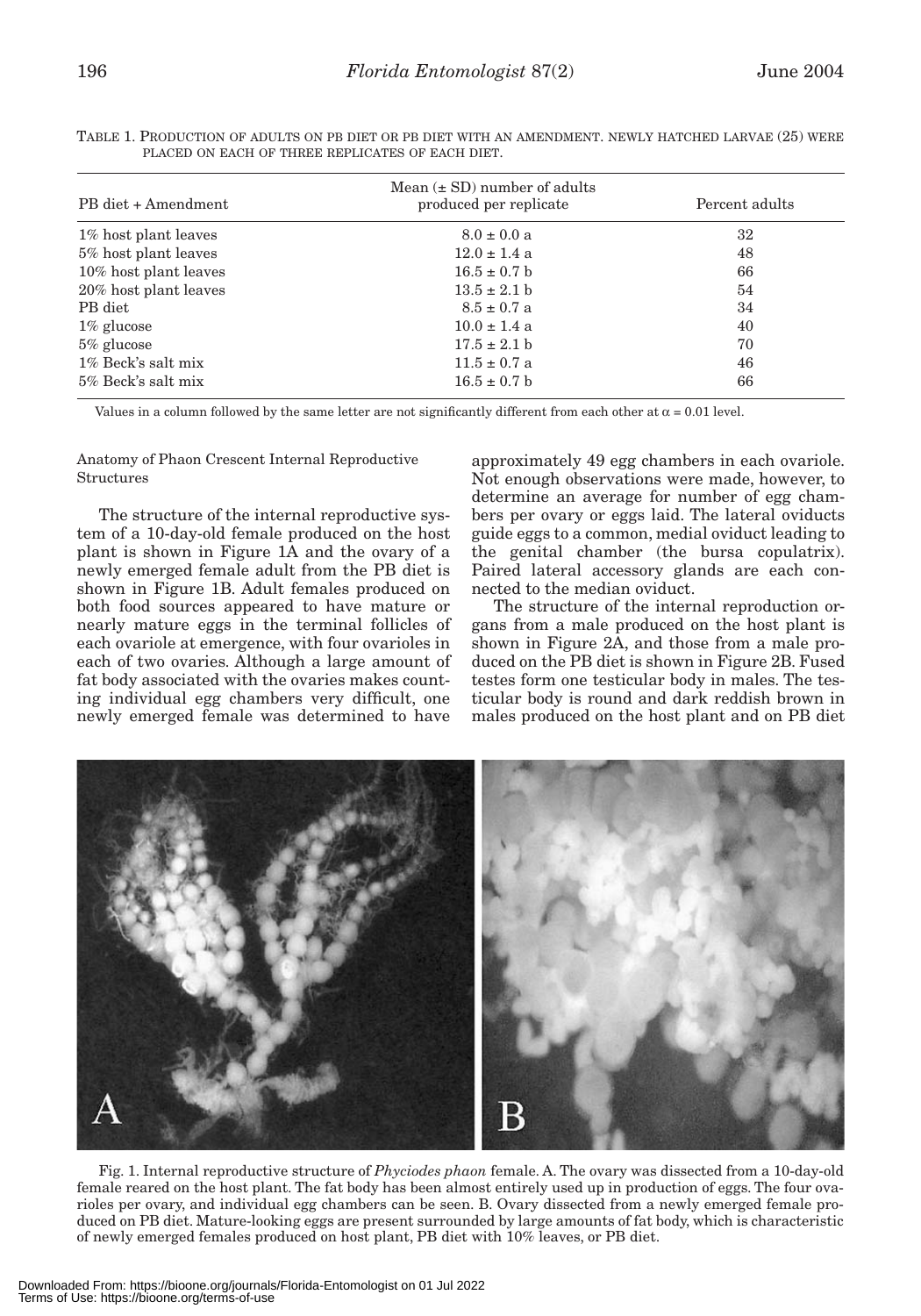TABLE 1. PRODUCTION OF ADULTS ON PB DIET OR PB DIET WITH AN AMENDMENT. NEWLY HATCHED LARVAE (25) WERE PLACED ON EACH OF THREE REPLICATES OF EACH DIET.

| PB diet + Amendment | Mean (± SD) number of adults produced per replicate | Percent adults |
|---|---|---|
| 1% host plant leaves | 8.0 ± 0.0 a | 32 |
| 5% host plant leaves | 12.0 ± 1.4 a | 48 |
| 10% host plant leaves | 16.5 ± 0.7 b | 66 |
| 20% host plant leaves | 13.5 ± 2.1 b | 54 |
| PB diet | 8.5 ± 0.7 a | 34 |
| 1% glucose | 10.0 ± 1.4 a | 40 |
| 5% glucose | 17.5 ± 2.1 b | 70 |
| 1% Beck's salt mix | 11.5 ± 0.7 a | 46 |
| 5% Beck's salt mix | 16.5 ± 0.7 b | 66 |

Values in a column followed by the same letter are not significantly different from each other at $\alpha = 0.01$ level.

Anatomy of Phaon Crescent Internal Reproductive Structures

The structure of the internal reproductive system of a 10-day-old female produced on the host plant is shown in Figure 1A and the ovary of a newly emerged female adult from the PB diet is shown in Figure 1B. Adult females produced on both food sources appeared to have mature or nearly mature eggs in the terminal follicles of each ovariole at emergence, with four ovarioles in each of two ovaries. Although a large amount of fat body associated with the ovaries makes counting individual egg chambers very difficult, one newly emerged female was determined to have approximately 49 egg chambers in each ovariole. Not enough observations were made, however, to determine an average for number of egg chambers per ovary or eggs laid. The lateral oviducts guide eggs to a common, medial oviduct leading to the genital chamber (the bursa copulatrix). Paired lateral accessory glands are each connected to the median oviduct.

The structure of the internal reproduction organs from a male produced on the host plant is shown in Figure 2A, and those from a male produced on the PB diet is shown in Figure 2B. Fused testes form one testicular body in males. The testicular body is round and dark reddish brown in males produced on the host plant and on PB diet

Fig. 1. Internal reproductive structure of *Phyciodes phaon* female. A. The ovary was dissected from a 10-day-old female reared on the host plant. The fat body has been almost entirely used up in production of eggs. The four ovarioles per ovary, and individual egg chambers can be seen. B. Ovary dissected from a newly emerged female produced on PB diet. Mature-looking eggs are present surrounded by large amounts of fat body, which is characteristic of newly emerged females produced on host plant, PB diet with 10% leaves, or PB diet.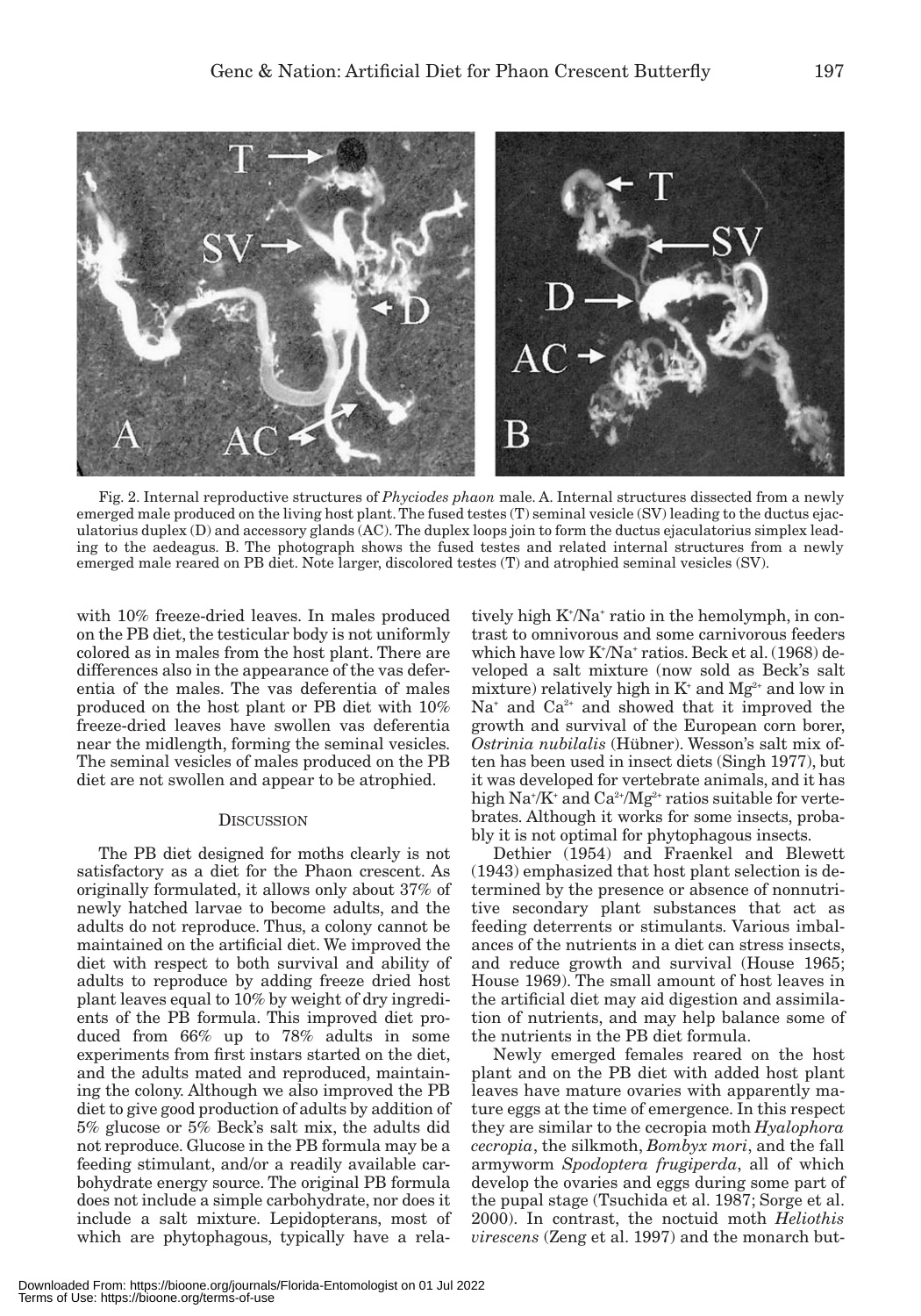Fig. 2. Internal reproductive structures of *Phyciodes phaon* male. A. Internal structures dissected from a newly emerged male produced on the living host plant. The fused testes (T) seminal vesicle (SV) leading to the ductus ejaculatorius duplex (D) and accessory glands (AC). The duplex loops join to form the ductus ejaculatorius simplex leading to the aedeagus. B. The photograph shows the fused testes and related internal structures from a newly emerged male reared on PB diet. Note larger, discolored testes (T) and atrophied seminal vesicles (SV).

with 10% freeze-dried leaves. In males produced on the PB diet, the testicular body is not uniformly colored as in males from the host plant. There are differences also in the appearance of the vas deferentia of the males. The vas deferentia of males produced on the host plant or PB diet with 10% freeze-dried leaves have swollen vas deferentia near the midlength, forming the seminal vesicles. The seminal vesicles of males produced on the PB diet are not swollen and appear to be atrophied.

## Discussion

The PB diet designed for moths clearly is not satisfactory as a diet for the Phaon crescent. As originally formulated, it allows only about 37% of newly hatched larvae to become adults, and the adults do not reproduce. Thus, a colony cannot be maintained on the artificial diet. We improved the diet with respect to both survival and ability of adults to reproduce by adding freeze dried host plant leaves equal to 10% by weight of dry ingredients of the PB formula. This improved diet produced from 66% up to 78% adults in some experiments from first instars started on the diet, and the adults mated and reproduced, maintaining the colony. Although we also improved the PB diet to give good production of adults by addition of 5% glucose or 5% Beck's salt mix, the adults did not reproduce. Glucose in the PB formula may be a feeding stimulant, and/or a readily available carbohydrate energy source. The original PB formula does not include a simple carbohydrate, nor does it include a salt mixture. Lepidopterans, most of which are phytophagous, typically have a relatively high $K^+/Na^+$ ratio in the hemolymph, in contrast to omnivorous and some carnivorous feeders which have low $K^+/Na^+$ ratios. Beck et al. (1968) developed a salt mixture (now sold as Beck's salt mixture) relatively high in $K^+$ and $Mg^{2+}$ and low in $Na^+$ and $Ca^{2+}$ and showed that it improved the growth and survival of the European corn borer, *Ostrinia nubilalis* (Hübner). Wesson's salt mix often has been used in insect diets (Singh 1977), but it was developed for vertebrate animals, and it has high $Na^+/K^+$ and $Ca^{2+}/Mg^{2+}$ ratios suitable for vertebrates. Although it works for some insects, probably it is not optimal for phytophagous insects.

Dethier (1954) and Fraenkel and Blewett (1943) emphasized that host plant selection is determined by the presence or absence of nonnutritive secondary plant substances that act as feeding deterrents or stimulants. Various imbalances of the nutrients in a diet can stress insects, and reduce growth and survival (House 1965; House 1969). The small amount of host leaves in the artificial diet may aid digestion and assimilation of nutrients, and may help balance some of the nutrients in the PB diet formula.

Newly emerged females reared on the host plant and on the PB diet with added host plant leaves have mature ovaries with apparently mature eggs at the time of emergence. In this respect they are similar to the cecropia moth *Hyalophora cecropia*, the silkmoth, *Bombyx mori*, and the fall armyworm *Spodoptera frugiperda*, all of which develop the ovaries and eggs during some part of the pupal stage (Tsuchida et al. 1987; Sorge et al. 2000). In contrast, the noctuid moth *Heliothis virescens* (Zeng et al. 1997) and the monarch but-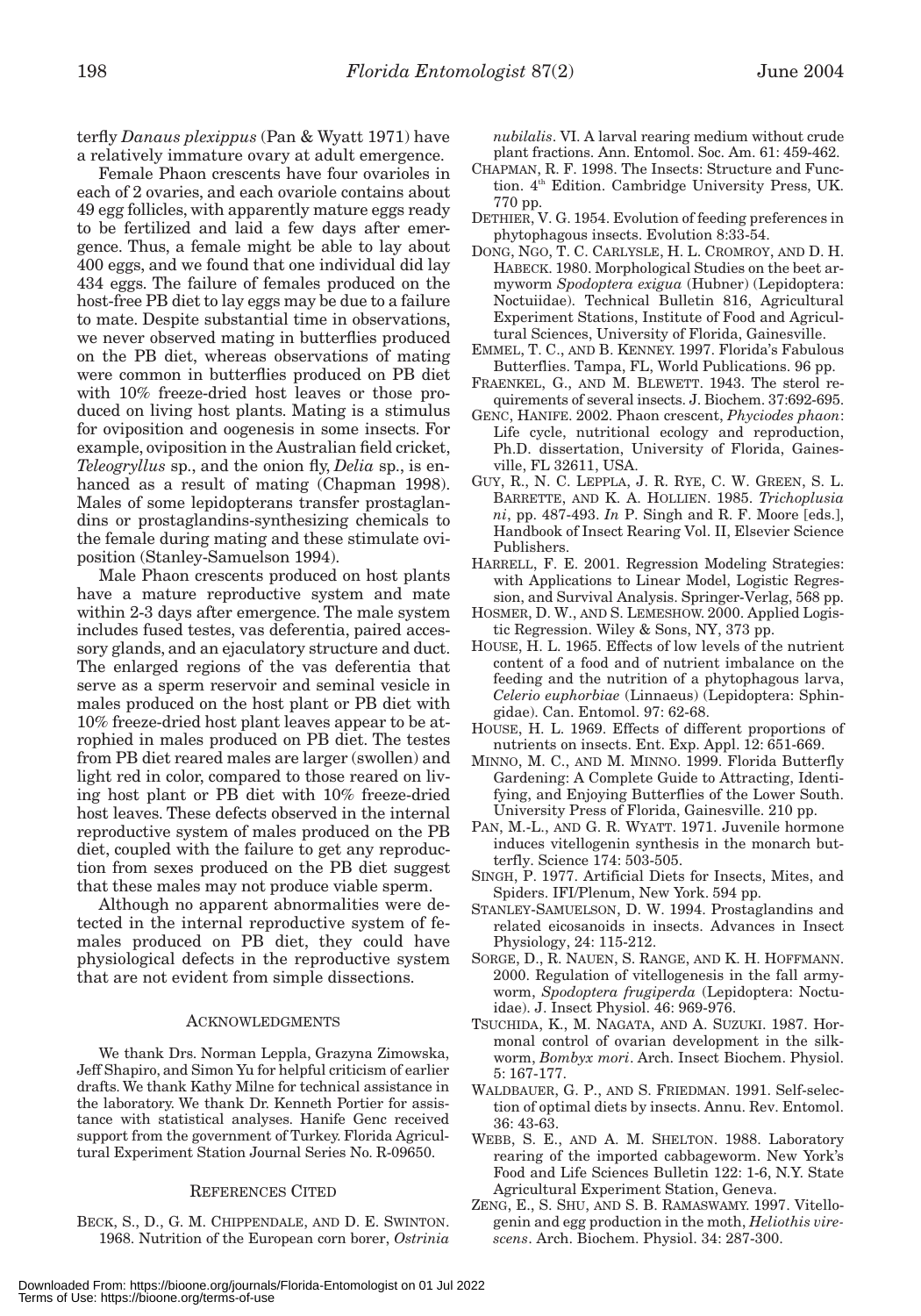terfly *Danaus plexippus* (Pan & Wyatt 1971) have a relatively immature ovary at adult emergence.

Female Phaon crescents have four ovarioles in each of 2 ovaries, and each ovariole contains about 49 egg follicles, with apparently mature eggs ready to be fertilized and laid a few days after emergence. Thus, a female might be able to lay about 400 eggs, and we found that one individual did lay 434 eggs. The failure of females produced on the host-free PB diet to lay eggs may be due to a failure to mate. Despite substantial time in observations, we never observed mating in butterflies produced on the PB diet, whereas observations of mating were common in butterflies produced on PB diet with 10% freeze-dried host leaves or those produced on living host plants. Mating is a stimulus for oviposition and oogenesis in some insects. For example, oviposition in the Australian field cricket, *Teleogryllus* sp., and the onion fly, *Delia* sp., is enhanced as a result of mating (Chapman 1998). Males of some lepidopterans transfer prostaglandins or prostaglandins-synthesizing chemicals to the female during mating and these stimulate oviposition (Stanley-Samuelson 1994).

Male Phaon crescents produced on host plants have a mature reproductive system and mate within 2-3 days after emergence. The male system includes fused testes, vas deferentia, paired accessory glands, and an ejaculatory structure and duct. The enlarged regions of the vas deferentia that serve as a sperm reservoir and seminal vesicle in males produced on the host plant or PB diet with 10% freeze-dried host plant leaves appear to be atrophied in males produced on PB diet. The testes from PB diet reared males are larger (swollen) and light red in color, compared to those reared on living host plant or PB diet with 10% freeze-dried host leaves. These defects observed in the internal reproductive system of males produced on the PB diet, coupled with the failure to get any reproduction from sexes produced on the PB diet suggest that these males may not produce viable sperm.

Although no apparent abnormalities were detected in the internal reproductive system of females produced on PB diet, they could have physiological defects in the reproductive system that are not evident from simple dissections.

## ACKNOWLEDGMENTS

We thank Drs. Norman Leppla, Grazyna Zimowska, Jeff Shapiro, and Simon Yu for helpful criticism of earlier drafts. We thank Kathy Milne for technical assistance in the laboratory. We thank Dr. Kenneth Portier for assistance with statistical analyses. Hanife Genc received support from the government of Turkey. Florida Agricultural Experiment Station Journal Series No. R-09650.

## REFERENCES CITED

BECK, S., D., G. M. CHIPPENDALE, AND D. E. SWINTON. 1968. Nutrition of the European corn borer, *Ostrinia nubilalis*. VI. A larval rearing medium without crude plant fractions. Ann. Entomol. Soc. Am. 61: 459-462.

CHAPMAN, R. F. 1998. The Insects: Structure and Function. 4th Edition. Cambridge University Press, UK. 770 pp.

DETHIER, V. G. 1954. Evolution of feeding preferences in phytophagous insects. Evolution 8:33-54.

DONG, NGO, T. C. CARLYSLE, H. L. CROMROY, AND D. H. HABECK. 1980. Morphological Studies on the beet armyworm *Spodoptera exigua* (Hubner) (Lepidoptera: Noctuiidae). Technical Bulletin 816, Agricultural Experiment Stations, Institute of Food and Agricultural Sciences, University of Florida, Gainesville.

EMMEL, T. C., AND B. KENNEY. 1997. Florida's Fabulous Butterflies. Tampa, FL, World Publications. 96 pp.

FRAENKEL, G., AND M. BLEWETT. 1943. The sterol requirements of several insects. J. Biochem. 37:692-695.

GENC, HANIFE. 2002. Phaon crescent, *Phyciodes phaon*: Life cycle, nutritional ecology and reproduction, Ph.D. dissertation, University of Florida, Gainesville, FL 32611, USA.

GUY, R., N. C. LEPPLA, J. R. RYE, C. W. GREEN, S. L. BARRETTE, AND K. A. HOLLIEN. 1985. *Trichoplusia ni*, pp. 487-493. *In* P. Singh and R. F. Moore [eds.], Handbook of Insect Rearing Vol. II, Elsevier Science Publishers.

HARRELL, F. E. 2001. Regression Modeling Strategies: with Applications to Linear Model, Logistic Regression, and Survival Analysis. Springer-Verlag, 568 pp.

HOSMER, D. W., AND S. LEMESHOW. 2000. Applied Logistic Regression. Wiley & Sons, NY, 373 pp.

HOUSE, H. L. 1965. Effects of low levels of the nutrient content of a food and of nutrient imbalance on the feeding and the nutrition of a phytophagous larva, *Celerio euphorbiae* (Linnaeus) (Lepidoptera: Sphingidae). Can. Entomol. 97: 62-68.

HOUSE, H. L. 1969. Effects of different proportions of nutrients on insects. Ent. Exp. Appl. 12: 651-669.

MINNO, M. C., AND M. MINNO. 1999. Florida Butterfly Gardening: A Complete Guide to Attracting, Identifying, and Enjoying Butterflies of the Lower South. University Press of Florida, Gainesville. 210 pp.

PAN, M.-L., AND G. R. WYATT. 1971. Juvenile hormone induces vitellogenin synthesis in the monarch butterfly. Science 174: 503-505.

SINGH, P. 1977. Artificial Diets for Insects, Mites, and Spiders. IFI/Plenum, New York. 594 pp.

STANLEY-SAMUELSON, D. W. 1994. Prostaglandins and related eicosanoids in insects. Advances in Insect Physiology, 24: 115-212.

SORGE, D., R. NAUEN, S. RANGE, AND K. H. HOFFMANN. 2000. Regulation of vitellogenesis in the fall armyworm, *Spodoptera frugiperda* (Lepidoptera: Noctuidae). J. Insect Physiol. 46: 969-976.

TSUCHIDA, K., M. NAGATA, AND A. SUZUKI. 1987. Hormonal control of ovarian development in the silkworm, *Bombyx mori*. Arch. Insect Biochem. Physiol. 5: 167-177.

WALDBAUER, G. P., AND S. FRIEDMAN. 1991. Self-selection of optimal diets by insects. Annu. Rev. Entomol. 36: 43-63.

WEBB, S. E., AND A. M. SHELTON. 1988. Laboratory rearing of the imported cabbageworm. New York's Food and Life Sciences Bulletin 122: 1-6, N.Y. State Agricultural Experiment Station, Geneva.

ZENG, E., S. SHU, AND S. B. RAMASWAMY. 1997. Vitellogenin and egg production in the moth, *Heliothis virescens*. Arch. Biochem. Physiol. 34: 287-300.